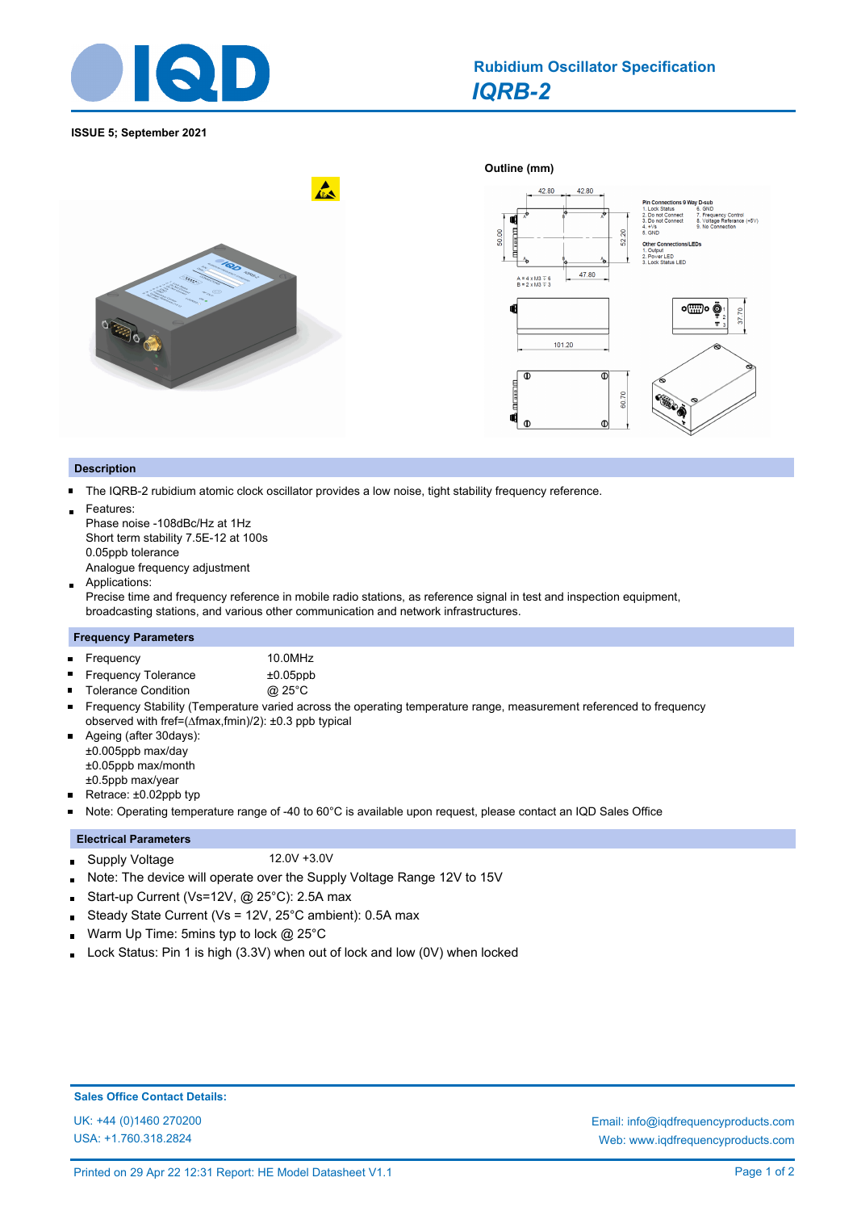# Rubidium Oscillator Specification

## *IQRB-2*

**ISSUE 5; September 2021**

**Outline (mm)**

Pin Connections 9 Way D-sub
1. Lock Status
2. Do not Connect
3. Do not Connect
4. +Vs
5. GND
6. GND
7. Frequency Control
8. Voltage Reference (+5V)
9. No Connection

Other Connections/LEDs
1. Output
2. Power LED
3. Lock Status LED

A = 4 x M3 ⊽ 6
B = 2 x M3 ⊽ 3

## Description

- The IQRB-2 rubidium atomic clock oscillator provides a low noise, tight stability frequency reference.
- Features:
  Phase noise -108dBc/Hz at 1Hz
  Short term stability 7.5E-12 at 100s
  0.05ppb tolerance
  Analogue frequency adjustment
- Applications:
  Precise time and frequency reference in mobile radio stations, as reference signal in test and inspection equipment, broadcasting stations, and various other communication and network infrastructures.

## Frequency Parameters

- Frequency 10.0MHz
- Frequency Tolerance ±0.05ppb
- Tolerance Condition @ 25°C
- Frequency Stability (Temperature varied across the operating temperature range, measurement referenced to frequency observed with fref=(∆fmax,fmin)/2): ±0.3 ppb typical
- Ageing (after 30days):
  ±0.005ppb max/day
  ±0.05ppb max/month
  ±0.5ppb max/year
- Retrace: ±0.02ppb typ
- Note: Operating temperature range of -40 to 60°C is available upon request, please contact an IQD Sales Office

## Electrical Parameters

- Supply Voltage 12.0V +3.0V
- Note: The device will operate over the Supply Voltage Range 12V to 15V
- Start-up Current (Vs=12V, @ 25°C): 2.5A max
- Steady State Current (Vs = 12V, 25°C ambient): 0.5A max
- Warm Up Time: 5mins typ to lock @ 25°C
- Lock Status: Pin 1 is high (3.3V) when out of lock and low (0V) when locked

**Sales Office Contact Details:**

UK: +44 (0)1460 270200
USA: +1.760.318.2824

Email: info@iqdfrequencyproducts.com
Web: www.iqdfrequencyproducts.com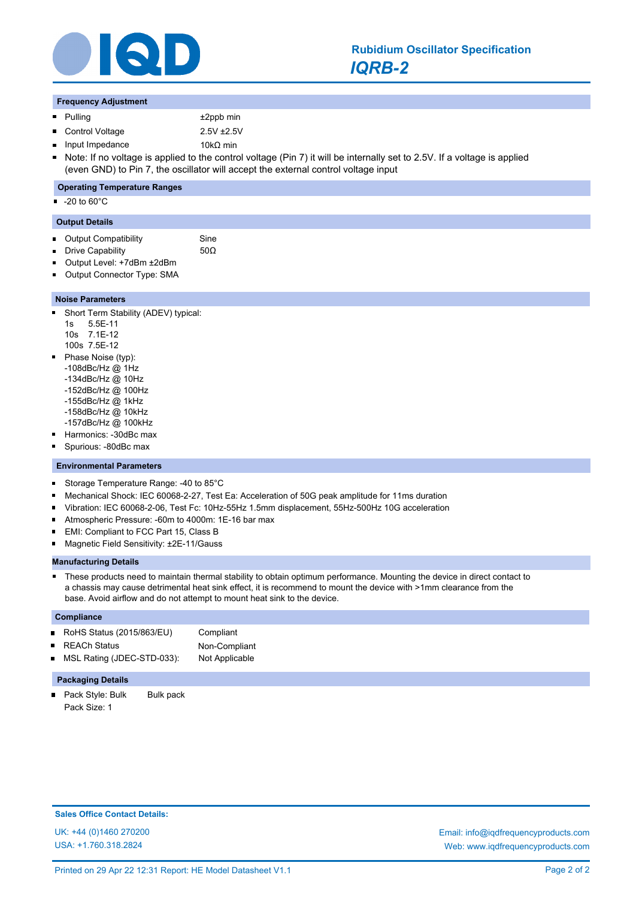# Rubidium Oscillator Specification

## *IQRB-2*

### Frequency Adjustment

- Pulling ±2ppb min
- Control Voltage 2.5V ±2.5V
- Input Impedance 10kΩ min
- Note: If no voltage is applied to the control voltage (Pin 7) it will be internally set to 2.5V. If a voltage is applied (even GND) to Pin 7, the oscillator will accept the external control voltage input

### Operating Temperature Ranges

- -20 to 60°C

### Output Details

- Output Compatibility Sine
- Drive Capability 50Ω
- Output Level: +7dBm ±2dBm
- Output Connector Type: SMA

### Noise Parameters

- Short Term Stability (ADEV) typical:
  1s 5.5E-11
  10s 7.1E-12
  100s 7.5E-12
- Phase Noise (typ):
  -108dBc/Hz @ 1Hz
  -134dBc/Hz @ 10Hz
  -152dBc/Hz @ 100Hz
  -155dBc/Hz @ 1kHz
  -158dBc/Hz @ 10kHz
  -157dBc/Hz @ 100kHz
- Harmonics: -30dBc max
- Spurious: -80dBc max

### Environmental Parameters

- Storage Temperature Range: -40 to 85°C
- Mechanical Shock: IEC 60068-2-27, Test Ea: Acceleration of 50G peak amplitude for 11ms duration
- Vibration: IEC 60068-2-06, Test Fc: 10Hz-55Hz 1.5mm displacement, 55Hz-500Hz 10G acceleration
- Atmospheric Pressure: -60m to 4000m: 1E-16 bar max
- EMI: Compliant to FCC Part 15, Class B
- Magnetic Field Sensitivity: ±2E-11/Gauss

### Manufacturing Details

- These products need to maintain thermal stability to obtain optimum performance. Mounting the device in direct contact to a chassis may cause detrimental heat sink effect, it is recommend to mount the device with >1mm clearance from the base. Avoid airflow and do not attempt to mount heat sink to the device.

### Compliance

- RoHS Status (2015/863/EU) Compliant
- REACh Status Non-Compliant
- MSL Rating (JDEC-STD-033): Not Applicable

### Packaging Details

- Pack Style: Bulk Bulk pack
  Pack Size: 1

**Sales Office Contact Details:**

UK: +44 (0)1460 270200
USA: +1.760.318.2824

Email: info@iqdfrequencyproducts.com
Web: www.iqdfrequencyproducts.com

Printed on 29 Apr 22 12:31 Report: HE Model Datasheet V1.1